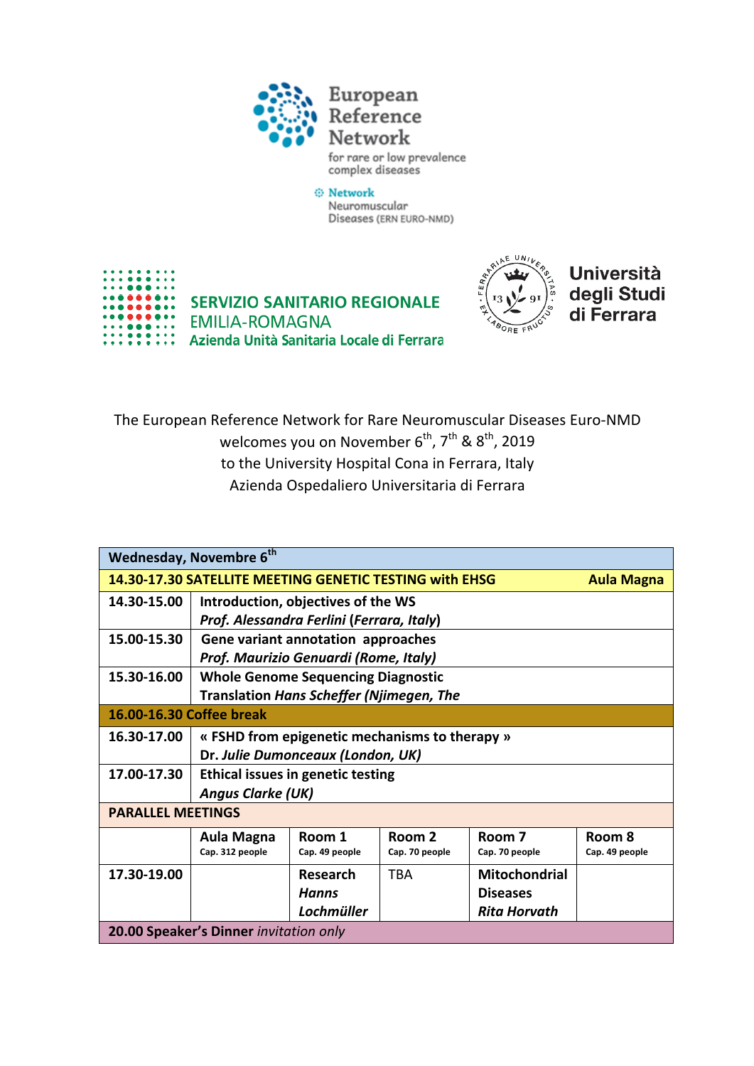European Reference Network
for rare or low prevalence complex diseases

Network
Neuromuscular Diseases (ERN EURO-NMD)

SERVIZIO SANITARIO REGIONALE
EMILIA-ROMAGNA
Azienda Unità Sanitaria Locale di Ferrara

Università degli Studi di Ferrara

The European Reference Network for Rare Neuromuscular Diseases Euro-NMD
welcomes you on November 6th, 7th & 8th, 2019
to the University Hospital Cona in Ferrara, Italy
Azienda Ospedaliero Universitaria di Ferrara

| **Wednesday, Novembre 6th** | | | | | |
|---|---|---|---|---|---|
| **14.30-17.30 SATELLITE MEETING GENETIC TESTING with EHSG** | | | | | **Aula Magna** |
| **14.30-15.00** | **Introduction, objectives of the WS**<br>***Prof. Alessandra Ferlini* (*Ferrara, Italy*)** | | | | |
| **15.00-15.30** | **Gene variant annotation approaches**<br>***Prof. Maurizio Genuardi (Rome, Italy)*** | | | | |
| **15.30-16.00** | **Whole Genome Sequencing Diagnostic Translation *Hans Scheffer (Njimegen, The*** | | | | |
| **16.00-16.30 Coffee break** | | | | | |
| **16.30-17.00** | **« FSHD from epigenetic mechanisms to therapy »**<br>**Dr. *Julie Dumonceaux (London, UK)*** | | | | |
| **17.00-17.30** | **Ethical issues in genetic testing**<br>***Angus Clarke (UK)*** | | | | |
| **PARALLEL MEETINGS** | | | | | |
| | **Aula Magna**<br>Cap. 312 people | **Room 1**<br>Cap. 49 people | **Room 2**<br>Cap. 70 people | **Room 7**<br>Cap. 70 people | **Room 8**<br>Cap. 49 people |
| **17.30-19.00** | | **Research *Hanns Lochmüller*** | TBA | **Mitochondrial Diseases *Rita Horvath*** | |
| **20.00 Speaker's Dinner** *invitation only* | | | | | |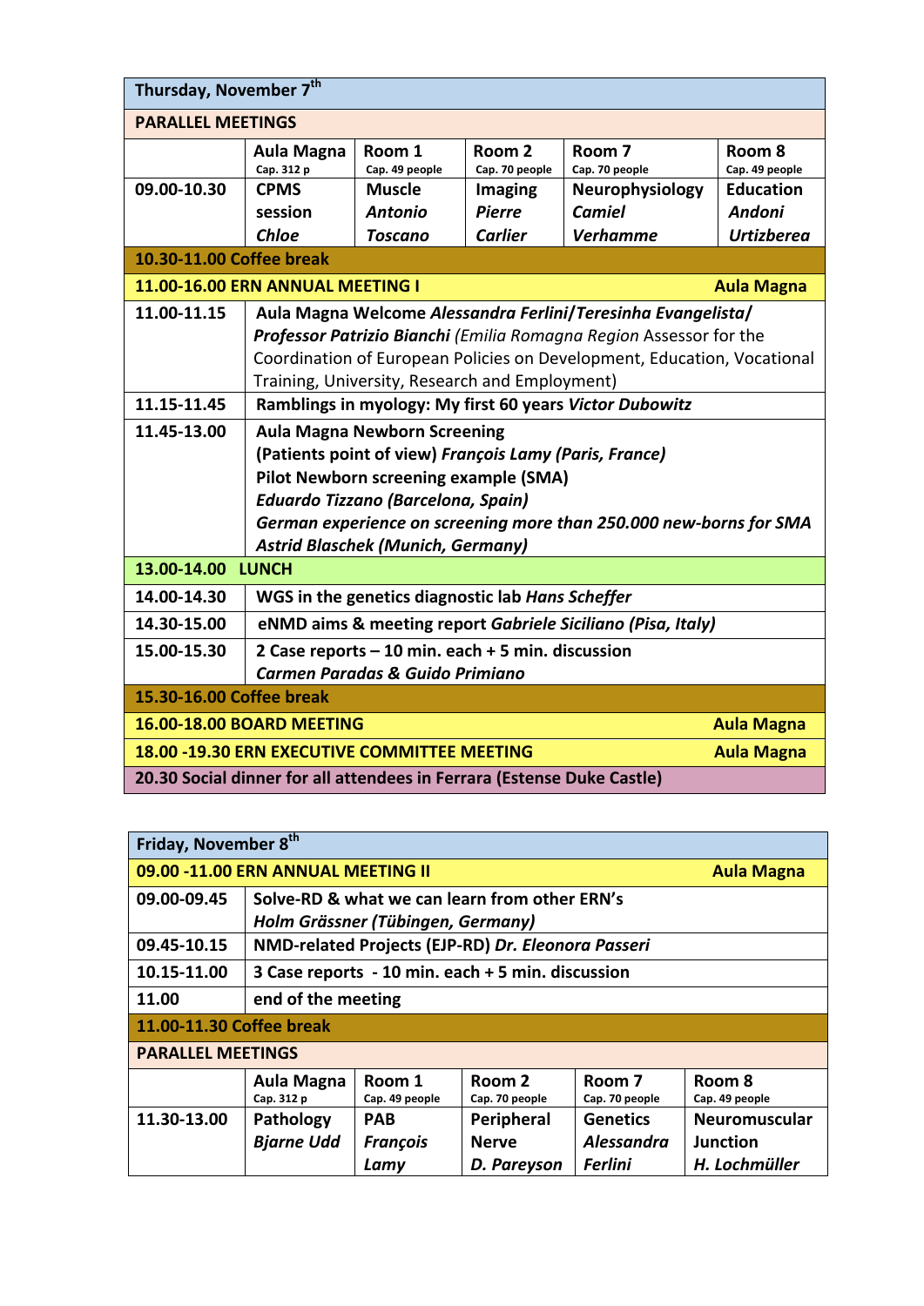| Thursday, November 7th | | | | | |
|---|---|---|---|---|---|
| **PARALLEL MEETINGS** | | | | | |
| | **Aula Magna** Cap. 312 p | **Room 1** Cap. 49 people | **Room 2** Cap. 70 people | **Room 7** Cap. 70 people | **Room 8** Cap. 49 people |
| **09.00-10.30** | **CPMS session** ***Chloe*** | **Muscle** ***Antonio Toscano*** | **Imaging** ***Pierre Carlier*** | **Neurophysiology** ***Camiel Verhamme*** | **Education** ***Andoni UrtizbEREA*** |
| **10.30-11.00 Coffee break** | | | | | |
| **11.00-16.00 ERN ANNUAL MEETING I** | | | | | **Aula Magna** |
| **11.00-11.15** | **Aula Magna Welcome** ***Alessandra Ferlini/Teresinha Evangelista/ Professor Patrizio Bianchi*** *(Emilia Romagna Region* Assessor for the Coordination of European Policies on Development, Education, Vocational Training, University, Research and Employment) | | | | |
| **11.15-11.45** | **Ramblings in myology: My first 60 years** ***Victor Dubowitz*** | | | | |
| **11.45-13.00** | **Aula Magna Newborn Screening** **(Patients point of view)** ***François Lamy (Paris, France)*** **Pilot Newborn screening example (SMA)** ***Eduardo Tizzano (Barcelona, Spain)*** ***German experience on screening more than 250.000 new-borns for SMA Astrid Blaschek (Munich, Germany)*** | | | | |
| **13.00-14.00 LUNCH** | | | | | |
| **14.00-14.30** | **WGS in the genetics diagnostic lab** ***Hans Scheffer*** | | | | |
| **14.30-15.00** | **eNMD aims & meeting report** ***Gabriele Siciliano (Pisa, Italy)*** | | | | |
| **15.00-15.30** | **2 Case reports – 10 min. each + 5 min. discussion** ***Carmen Paradas & Guido Primiano*** | | | | |
| **15.30-16.00 Coffee break** | | | | | |
| **16.00-18.00 BOARD MEETING** | | | | | **Aula Magna** |
| **18.00 -19.30 ERN EXECUTIVE COMMITTEE MEETING** | | | | | **Aula Magna** |
| **20.30 Social dinner for all attendees in Ferrara (Estense Duke Castle)** | | | | | |

| Friday, November 8th | | | | | |
|---|---|---|---|---|---|
| **09.00 -11.00 ERN ANNUAL MEETING II** | | | | | **Aula Magna** |
| **09.00-09.45** | **Solve-RD & what we can learn from other ERN's** ***Holm Grässner (Tübingen, Germany)*** | | | | |
| **09.45-10.15** | **NMD-related Projects (EJP-RD)** ***Dr. Eleonora Passeri*** | | | | |
| **10.15-11.00** | **3 Case reports - 10 min. each + 5 min. discussion** | | | | |
| **11.00** | **end of the meeting** | | | | |
| **11.00-11.30 Coffee break** | | | | | |
| **PARALLEL MEETINGS** | | | | | |
| | **Aula Magna** Cap. 312 p | **Room 1** Cap. 49 people | **Room 2** Cap. 70 people | **Room 7** Cap. 70 people | **Room 8** Cap. 49 people |
| **11.30-13.00** | **Pathology** ***Bjarne Udd*** | **PAB** ***François Lamy*** | **Peripheral Nerve** ***D. Pareyson*** | **Genetics** ***Alessandra Ferlini*** | **Neuromuscular Junction** ***H. Lochmüller*** |